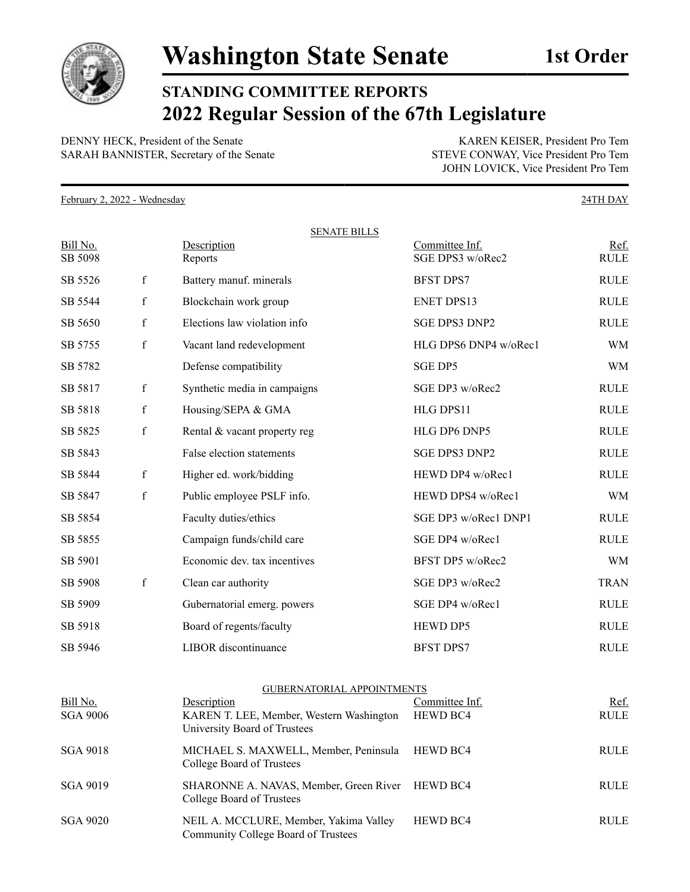# Washington State Senate

**1st Order**

## STANDING COMMITTEE REPORTS
## 2022 Regular Session of the 67th Legislature

DENNY HECK, President of the Senate
SARAH BANNISTER, Secretary of the Senate

KAREN KEISER, President Pro Tem
STEVE CONWAY, Vice President Pro Tem
JOHN LOVICK, Vice President Pro Tem

February 2, 2022 - Wednesday — 24TH DAY

### SENATE BILLS

| Bill No. | | Description | Committee Inf. | Ref. |
|---|---|---|---|---|
| SB 5098 | | Reports | SGE DPS3 w/oRec2 | RULE |
| SB 5526 | f | Battery manuf. minerals | BFST DPS7 | RULE |
| SB 5544 | f | Blockchain work group | ENET DPS13 | RULE |
| SB 5650 | f | Elections law violation info | SGE DPS3 DNP2 | RULE |
| SB 5755 | f | Vacant land redevelopment | HLG DPS6 DNP4 w/oRec1 | WM |
| SB 5782 | | Defense compatibility | SGE DP5 | WM |
| SB 5817 | f | Synthetic media in campaigns | SGE DP3 w/oRec2 | RULE |
| SB 5818 | f | Housing/SEPA & GMA | HLG DPS11 | RULE |
| SB 5825 | f | Rental & vacant property reg | HLG DP6 DNP5 | RULE |
| SB 5843 | | False election statements | SGE DPS3 DNP2 | RULE |
| SB 5844 | f | Higher ed. work/bidding | HEWD DP4 w/oRec1 | RULE |
| SB 5847 | f | Public employee PSLF info. | HEWD DPS4 w/oRec1 | WM |
| SB 5854 | | Faculty duties/ethics | SGE DP3 w/oRec1 DNP1 | RULE |
| SB 5855 | | Campaign funds/child care | SGE DP4 w/oRec1 | RULE |
| SB 5901 | | Economic dev. tax incentives | BFST DP5 w/oRec2 | WM |
| SB 5908 | f | Clean car authority | SGE DP3 w/oRec2 | TRAN |
| SB 5909 | | Gubernatorial emerg. powers | SGE DP4 w/oRec1 | RULE |
| SB 5918 | | Board of regents/faculty | HEWD DP5 | RULE |
| SB 5946 | | LIBOR discontinuance | BFST DPS7 | RULE |

### GUBERNATORIAL APPOINTMENTS

| Bill No. | Description | Committee Inf. | Ref. |
|---|---|---|---|
| SGA 9006 | KAREN T. LEE, Member, Western Washington University Board of Trustees | HEWD BC4 | RULE |
| SGA 9018 | MICHAEL S. MAXWELL, Member, Peninsula College Board of Trustees | HEWD BC4 | RULE |
| SGA 9019 | SHARONNE A. NAVAS, Member, Green River College Board of Trustees | HEWD BC4 | RULE |
| SGA 9020 | NEIL A. MCCLURE, Member, Yakima Valley Community College Board of Trustees | HEWD BC4 | RULE |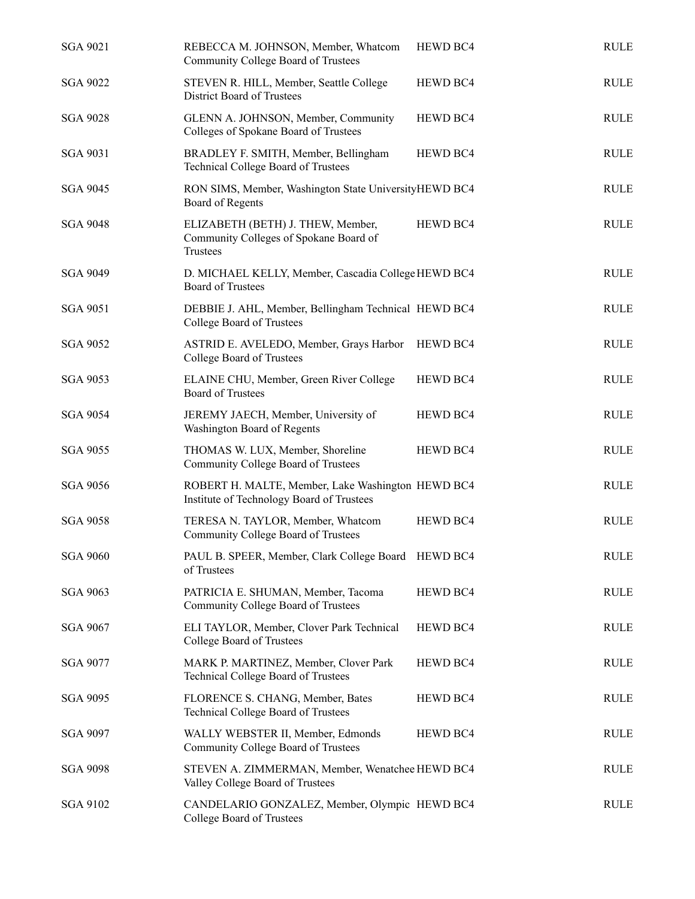| | | | |
|---|---|---|---|
| SGA 9021 | REBECCA M. JOHNSON, Member, Whatcom Community College Board of Trustees | HEWD BC4 | RULE |
| SGA 9022 | STEVEN R. HILL, Member, Seattle College District Board of Trustees | HEWD BC4 | RULE |
| SGA 9028 | GLENN A. JOHNSON, Member, Community Colleges of Spokane Board of Trustees | HEWD BC4 | RULE |
| SGA 9031 | BRADLEY F. SMITH, Member, Bellingham Technical College Board of Trustees | HEWD BC4 | RULE |
| SGA 9045 | RON SIMS, Member, Washington State University Board of Regents | HEWD BC4 | RULE |
| SGA 9048 | ELIZABETH (BETH) J. THEW, Member, Community Colleges of Spokane Board of Trustees | HEWD BC4 | RULE |
| SGA 9049 | D. MICHAEL KELLY, Member, Cascadia College Board of Trustees | HEWD BC4 | RULE |
| SGA 9051 | DEBBIE J. AHL, Member, Bellingham Technical College Board of Trustees | HEWD BC4 | RULE |
| SGA 9052 | ASTRID E. AVELEDO, Member, Grays Harbor College Board of Trustees | HEWD BC4 | RULE |
| SGA 9053 | ELAINE CHU, Member, Green River College Board of Trustees | HEWD BC4 | RULE |
| SGA 9054 | JEREMY JAECH, Member, University of Washington Board of Regents | HEWD BC4 | RULE |
| SGA 9055 | THOMAS W. LUX, Member, Shoreline Community College Board of Trustees | HEWD BC4 | RULE |
| SGA 9056 | ROBERT H. MALTE, Member, Lake Washington Institute of Technology Board of Trustees | HEWD BC4 | RULE |
| SGA 9058 | TERESA N. TAYLOR, Member, Whatcom Community College Board of Trustees | HEWD BC4 | RULE |
| SGA 9060 | PAUL B. SPEER, Member, Clark College Board of Trustees | HEWD BC4 | RULE |
| SGA 9063 | PATRICIA E. SHUMAN, Member, Tacoma Community College Board of Trustees | HEWD BC4 | RULE |
| SGA 9067 | ELI TAYLOR, Member, Clover Park Technical College Board of Trustees | HEWD BC4 | RULE |
| SGA 9077 | MARK P. MARTINEZ, Member, Clover Park Technical College Board of Trustees | HEWD BC4 | RULE |
| SGA 9095 | FLORENCE S. CHANG, Member, Bates Technical College Board of Trustees | HEWD BC4 | RULE |
| SGA 9097 | WALLY WEBSTER II, Member, Edmonds Community College Board of Trustees | HEWD BC4 | RULE |
| SGA 9098 | STEVEN A. ZIMMERMAN, Member, Wenatchee Valley College Board of Trustees | HEWD BC4 | RULE |
| SGA 9102 | CANDELARIO GONZALEZ, Member, Olympic College Board of Trustees | HEWD BC4 | RULE |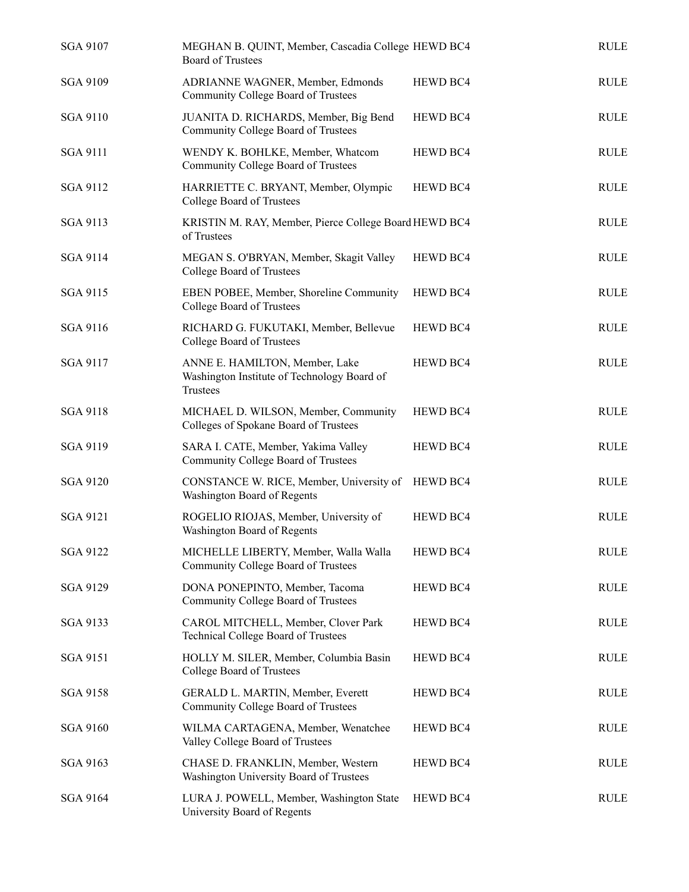| | | | |
|---|---|---|---|
| SGA 9107 | MEGHAN B. QUINT, Member, Cascadia College Board of Trustees | HEWD BC4 | RULE |
| SGA 9109 | ADRIANNE WAGNER, Member, Edmonds Community College Board of Trustees | HEWD BC4 | RULE |
| SGA 9110 | JUANITA D. RICHARDS, Member, Big Bend Community College Board of Trustees | HEWD BC4 | RULE |
| SGA 9111 | WENDY K. BOHLKE, Member, Whatcom Community College Board of Trustees | HEWD BC4 | RULE |
| SGA 9112 | HARRIETTE C. BRYANT, Member, Olympic College Board of Trustees | HEWD BC4 | RULE |
| SGA 9113 | KRISTIN M. RAY, Member, Pierce College Board of Trustees | HEWD BC4 | RULE |
| SGA 9114 | MEGAN S. O'BRYAN, Member, Skagit Valley College Board of Trustees | HEWD BC4 | RULE |
| SGA 9115 | EBEN POBEE, Member, Shoreline Community College Board of Trustees | HEWD BC4 | RULE |
| SGA 9116 | RICHARD G. FUKUTAKI, Member, Bellevue College Board of Trustees | HEWD BC4 | RULE |
| SGA 9117 | ANNE E. HAMILTON, Member, Lake Washington Institute of Technology Board of Trustees | HEWD BC4 | RULE |
| SGA 9118 | MICHAEL D. WILSON, Member, Community Colleges of Spokane Board of Trustees | HEWD BC4 | RULE |
| SGA 9119 | SARA I. CATE, Member, Yakima Valley Community College Board of Trustees | HEWD BC4 | RULE |
| SGA 9120 | CONSTANCE W. RICE, Member, University of Washington Board of Regents | HEWD BC4 | RULE |
| SGA 9121 | ROGELIO RIOJAS, Member, University of Washington Board of Regents | HEWD BC4 | RULE |
| SGA 9122 | MICHELLE LIBERTY, Member, Walla Walla Community College Board of Trustees | HEWD BC4 | RULE |
| SGA 9129 | DONA PONEPINTO, Member, Tacoma Community College Board of Trustees | HEWD BC4 | RULE |
| SGA 9133 | CAROL MITCHELL, Member, Clover Park Technical College Board of Trustees | HEWD BC4 | RULE |
| SGA 9151 | HOLLY M. SILER, Member, Columbia Basin College Board of Trustees | HEWD BC4 | RULE |
| SGA 9158 | GERALD L. MARTIN, Member, Everett Community College Board of Trustees | HEWD BC4 | RULE |
| SGA 9160 | WILMA CARTAGENA, Member, Wenatchee Valley College Board of Trustees | HEWD BC4 | RULE |
| SGA 9163 | CHASE D. FRANKLIN, Member, Western Washington University Board of Trustees | HEWD BC4 | RULE |
| SGA 9164 | LURA J. POWELL, Member, Washington State University Board of Regents | HEWD BC4 | RULE |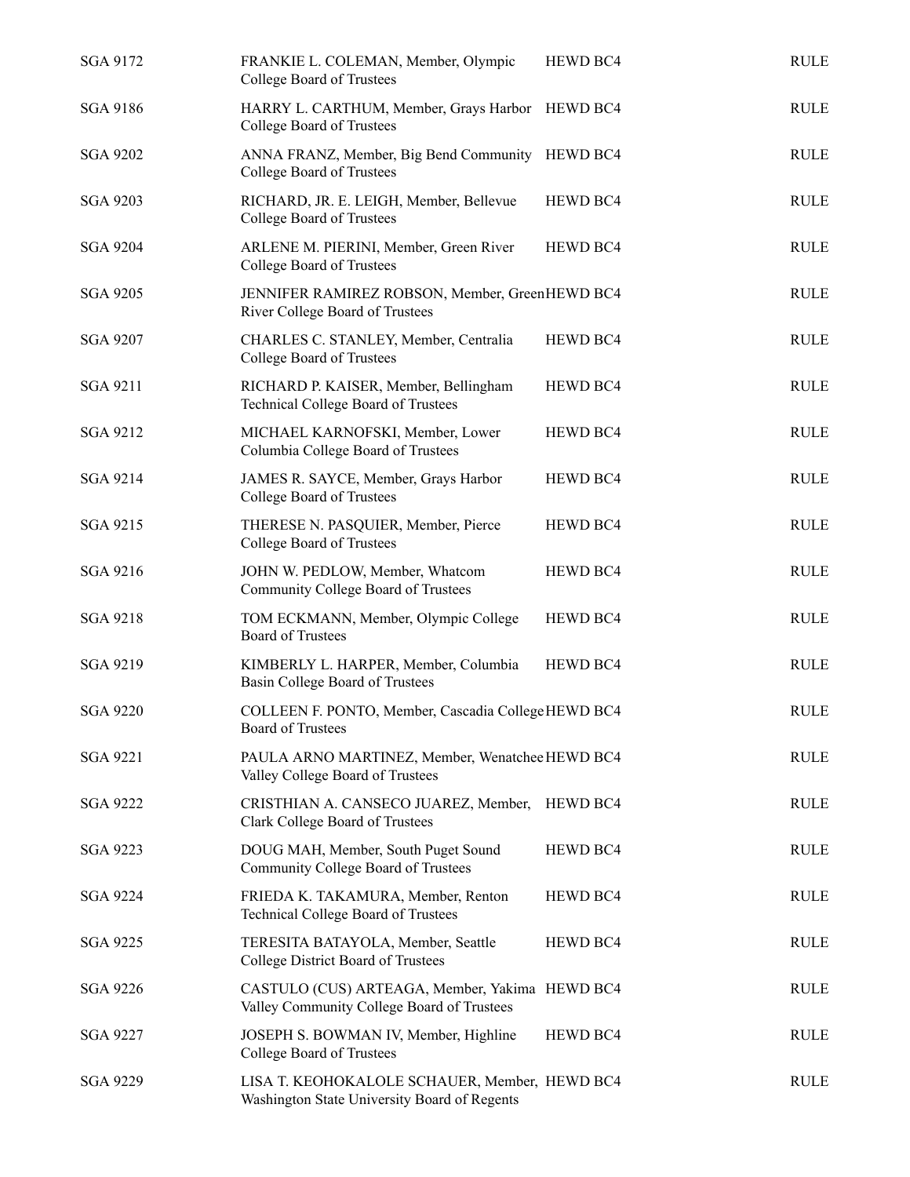| | | | |
|---|---|---|---|
| SGA 9172 | FRANKIE L. COLEMAN, Member, Olympic College Board of Trustees | HEWD BC4 | RULE |
| SGA 9186 | HARRY L. CARTHUM, Member, Grays Harbor College Board of Trustees | HEWD BC4 | RULE |
| SGA 9202 | ANNA FRANZ, Member, Big Bend Community College Board of Trustees | HEWD BC4 | RULE |
| SGA 9203 | RICHARD, JR. E. LEIGH, Member, Bellevue College Board of Trustees | HEWD BC4 | RULE |
| SGA 9204 | ARLENE M. PIERINI, Member, Green River College Board of Trustees | HEWD BC4 | RULE |
| SGA 9205 | JENNIFER RAMIREZ ROBSON, Member, Green River College Board of Trustees | HEWD BC4 | RULE |
| SGA 9207 | CHARLES C. STANLEY, Member, Centralia College Board of Trustees | HEWD BC4 | RULE |
| SGA 9211 | RICHARD P. KAISER, Member, Bellingham Technical College Board of Trustees | HEWD BC4 | RULE |
| SGA 9212 | MICHAEL KARNOFSKI, Member, Lower Columbia College Board of Trustees | HEWD BC4 | RULE |
| SGA 9214 | JAMES R. SAYCE, Member, Grays Harbor College Board of Trustees | HEWD BC4 | RULE |
| SGA 9215 | THERESE N. PASQUIER, Member, Pierce College Board of Trustees | HEWD BC4 | RULE |
| SGA 9216 | JOHN W. PEDLOW, Member, Whatcom Community College Board of Trustees | HEWD BC4 | RULE |
| SGA 9218 | TOM ECKMANN, Member, Olympic College Board of Trustees | HEWD BC4 | RULE |
| SGA 9219 | KIMBERLY L. HARPER, Member, Columbia Basin College Board of Trustees | HEWD BC4 | RULE |
| SGA 9220 | COLLEEN F. PONTO, Member, Cascadia College Board of Trustees | HEWD BC4 | RULE |
| SGA 9221 | PAULA ARNO MARTINEZ, Member, Wenatchee Valley College Board of Trustees | HEWD BC4 | RULE |
| SGA 9222 | CRISTHIAN A. CANSECO JUAREZ, Member, Clark College Board of Trustees | HEWD BC4 | RULE |
| SGA 9223 | DOUG MAH, Member, South Puget Sound Community College Board of Trustees | HEWD BC4 | RULE |
| SGA 9224 | FRIEDA K. TAKAMURA, Member, Renton Technical College Board of Trustees | HEWD BC4 | RULE |
| SGA 9225 | TERESITA BATAYOLA, Member, Seattle College District Board of Trustees | HEWD BC4 | RULE |
| SGA 9226 | CASTULO (CUS) ARTEAGA, Member, Yakima Valley Community College Board of Trustees | HEWD BC4 | RULE |
| SGA 9227 | JOSEPH S. BOWMAN IV, Member, Highline College Board of Trustees | HEWD BC4 | RULE |
| SGA 9229 | LISA T. KEOHOKALOLE SCHAUER, Member, Washington State University Board of Regents | HEWD BC4 | RULE |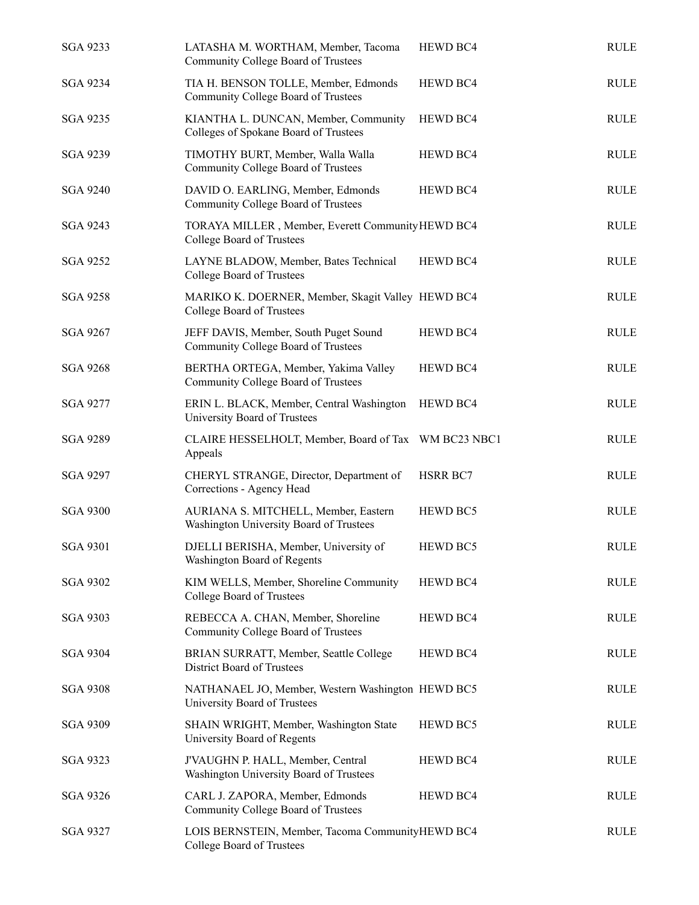| | | | |
|---|---|---|---|
| SGA 9233 | LATASHA M. WORTHAM, Member, Tacoma Community College Board of Trustees | HEWD BC4 | RULE |
| SGA 9234 | TIA H. BENSON TOLLE, Member, Edmonds Community College Board of Trustees | HEWD BC4 | RULE |
| SGA 9235 | KIANTHA L. DUNCAN, Member, Community Colleges of Spokane Board of Trustees | HEWD BC4 | RULE |
| SGA 9239 | TIMOTHY BURT, Member, Walla Walla Community College Board of Trustees | HEWD BC4 | RULE |
| SGA 9240 | DAVID O. EARLING, Member, Edmonds Community College Board of Trustees | HEWD BC4 | RULE |
| SGA 9243 | TORAYA MILLER , Member, Everett Community College Board of Trustees | HEWD BC4 | RULE |
| SGA 9252 | LAYNE BLADOW, Member, Bates Technical College Board of Trustees | HEWD BC4 | RULE |
| SGA 9258 | MARIKO K. DOERNER, Member, Skagit Valley College Board of Trustees | HEWD BC4 | RULE |
| SGA 9267 | JEFF DAVIS, Member, South Puget Sound Community College Board of Trustees | HEWD BC4 | RULE |
| SGA 9268 | BERTHA ORTEGA, Member, Yakima Valley Community College Board of Trustees | HEWD BC4 | RULE |
| SGA 9277 | ERIN L. BLACK, Member, Central Washington University Board of Trustees | HEWD BC4 | RULE |
| SGA 9289 | CLAIRE HESSELHOLT, Member, Board of Tax Appeals | WM BC23 NBC1 | RULE |
| SGA 9297 | CHERYL STRANGE, Director, Department of Corrections - Agency Head | HSRR BC7 | RULE |
| SGA 9300 | AURIANA S. MITCHELL, Member, Eastern Washington University Board of Trustees | HEWD BC5 | RULE |
| SGA 9301 | DJELLI BERISHA, Member, University of Washington Board of Regents | HEWD BC5 | RULE |
| SGA 9302 | KIM WELLS, Member, Shoreline Community College Board of Trustees | HEWD BC4 | RULE |
| SGA 9303 | REBECCA A. CHAN, Member, Shoreline Community College Board of Trustees | HEWD BC4 | RULE |
| SGA 9304 | BRIAN SURRATT, Member, Seattle College District Board of Trustees | HEWD BC4 | RULE |
| SGA 9308 | NATHANAEL JO, Member, Western Washington University Board of Trustees | HEWD BC5 | RULE |
| SGA 9309 | SHAIN WRIGHT, Member, Washington State University Board of Regents | HEWD BC5 | RULE |
| SGA 9323 | J'VAUGHN P. HALL, Member, Central Washington University Board of Trustees | HEWD BC4 | RULE |
| SGA 9326 | CARL J. ZAPORA, Member, Edmonds Community College Board of Trustees | HEWD BC4 | RULE |
| SGA 9327 | LOIS BERNSTEIN, Member, Tacoma Community College Board of Trustees | HEWD BC4 | RULE |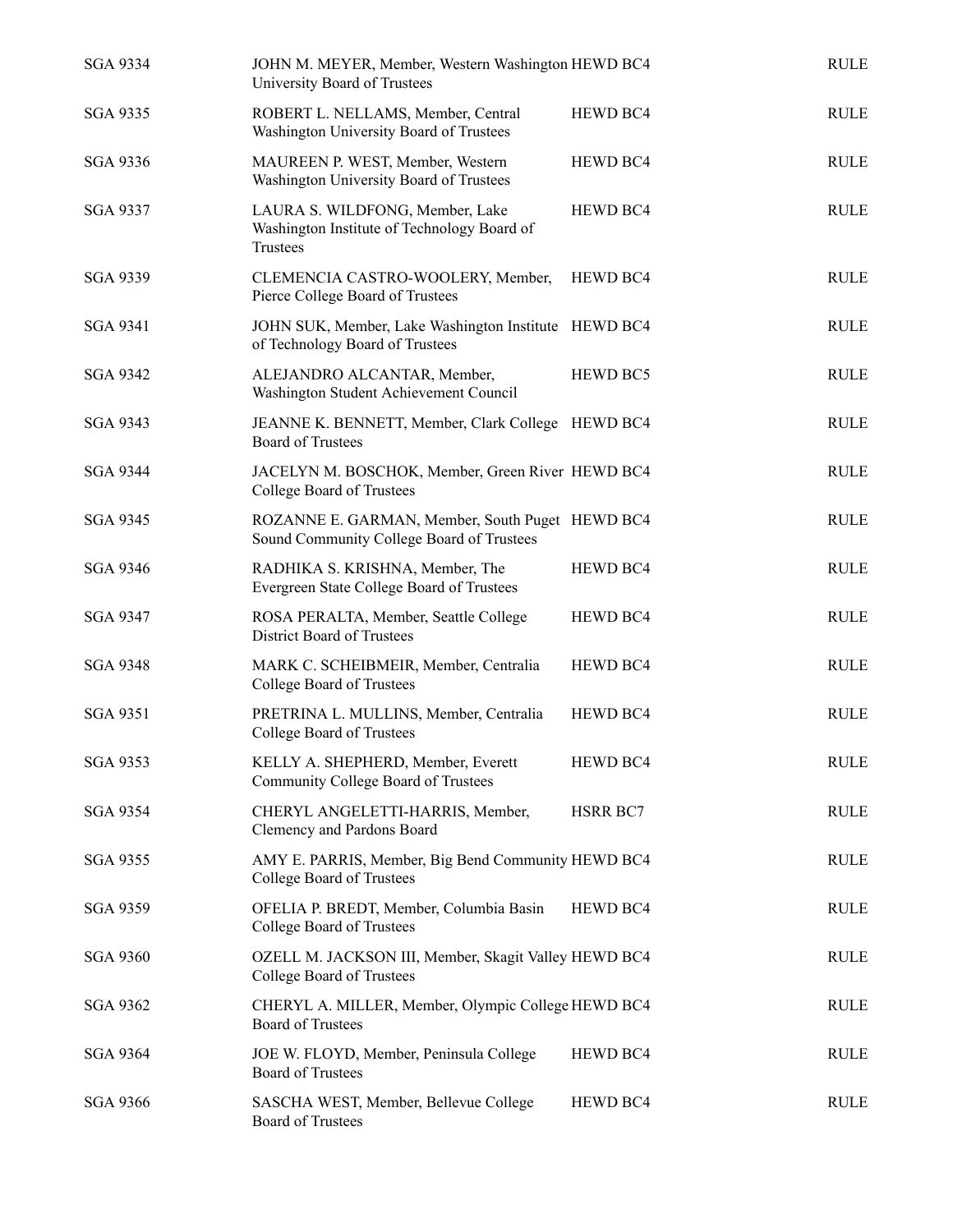| | | | |
|---|---|---|---|
| SGA 9334 | JOHN M. MEYER, Member, Western Washington University Board of Trustees | HEWD BC4 | RULE |
| SGA 9335 | ROBERT L. NELLAMS, Member, Central Washington University Board of Trustees | HEWD BC4 | RULE |
| SGA 9336 | MAUREEN P. WEST, Member, Western Washington University Board of Trustees | HEWD BC4 | RULE |
| SGA 9337 | LAURA S. WILDFONG, Member, Lake Washington Institute of Technology Board of Trustees | HEWD BC4 | RULE |
| SGA 9339 | CLEMENCIA CASTRO-WOOLERY, Member, Pierce College Board of Trustees | HEWD BC4 | RULE |
| SGA 9341 | JOHN SUK, Member, Lake Washington Institute of Technology Board of Trustees | HEWD BC4 | RULE |
| SGA 9342 | ALEJANDRO ALCANTAR, Member, Washington Student Achievement Council | HEWD BC5 | RULE |
| SGA 9343 | JEANNE K. BENNETT, Member, Clark College Board of Trustees | HEWD BC4 | RULE |
| SGA 9344 | JACELYN M. BOSCHOK, Member, Green River College Board of Trustees | HEWD BC4 | RULE |
| SGA 9345 | ROZANNE E. GARMAN, Member, South Puget Sound Community College Board of Trustees | HEWD BC4 | RULE |
| SGA 9346 | RADHIKA S. KRISHNA, Member, The Evergreen State College Board of Trustees | HEWD BC4 | RULE |
| SGA 9347 | ROSA PERALTA, Member, Seattle College District Board of Trustees | HEWD BC4 | RULE |
| SGA 9348 | MARK C. SCHEIBMEIR, Member, Centralia College Board of Trustees | HEWD BC4 | RULE |
| SGA 9351 | PRETRINA L. MULLINS, Member, Centralia College Board of Trustees | HEWD BC4 | RULE |
| SGA 9353 | KELLY A. SHEPHERD, Member, Everett Community College Board of Trustees | HEWD BC4 | RULE |
| SGA 9354 | CHERYL ANGELETTI-HARRIS, Member, Clemency and Pardons Board | HSRR BC7 | RULE |
| SGA 9355 | AMY E. PARRIS, Member, Big Bend Community College Board of Trustees | HEWD BC4 | RULE |
| SGA 9359 | OFELIA P. BREDT, Member, Columbia Basin College Board of Trustees | HEWD BC4 | RULE |
| SGA 9360 | OZELL M. JACKSON III, Member, Skagit Valley College Board of Trustees | HEWD BC4 | RULE |
| SGA 9362 | CHERYL A. MILLER, Member, Olympic College Board of Trustees | HEWD BC4 | RULE |
| SGA 9364 | JOE W. FLOYD, Member, Peninsula College Board of Trustees | HEWD BC4 | RULE |
| SGA 9366 | SASCHA WEST, Member, Bellevue College Board of Trustees | HEWD BC4 | RULE |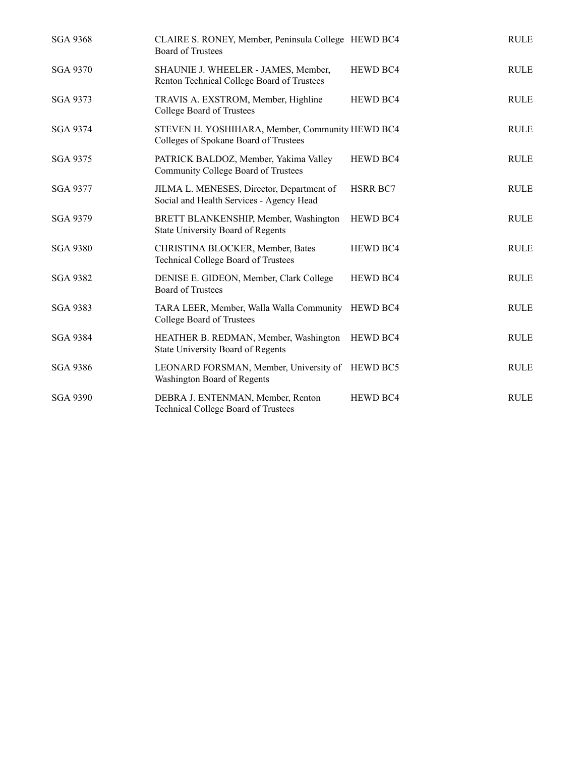| | | | |
|---|---|---|---|
| SGA 9368 | CLAIRE S. RONEY, Member, Peninsula College Board of Trustees | HEWD BC4 | RULE |
| SGA 9370 | SHAUNIE J. WHEELER - JAMES, Member, Renton Technical College Board of Trustees | HEWD BC4 | RULE |
| SGA 9373 | TRAVIS A. EXSTROM, Member, Highline College Board of Trustees | HEWD BC4 | RULE |
| SGA 9374 | STEVEN H. YOSHIHARA, Member, Community Colleges of Spokane Board of Trustees | HEWD BC4 | RULE |
| SGA 9375 | PATRICK BALDOZ, Member, Yakima Valley Community College Board of Trustees | HEWD BC4 | RULE |
| SGA 9377 | JILMA L. MENESES, Director, Department of Social and Health Services - Agency Head | HSRR BC7 | RULE |
| SGA 9379 | BRETT BLANKENSHIP, Member, Washington State University Board of Regents | HEWD BC4 | RULE |
| SGA 9380 | CHRISTINA BLOCKER, Member, Bates Technical College Board of Trustees | HEWD BC4 | RULE |
| SGA 9382 | DENISE E. GIDEON, Member, Clark College Board of Trustees | HEWD BC4 | RULE |
| SGA 9383 | TARA LEER, Member, Walla Walla Community College Board of Trustees | HEWD BC4 | RULE |
| SGA 9384 | HEATHER B. REDMAN, Member, Washington State University Board of Regents | HEWD BC4 | RULE |
| SGA 9386 | LEONARD FORSMAN, Member, University of Washington Board of Regents | HEWD BC5 | RULE |
| SGA 9390 | DEBRA J. ENTENMAN, Member, Renton Technical College Board of Trustees | HEWD BC4 | RULE |